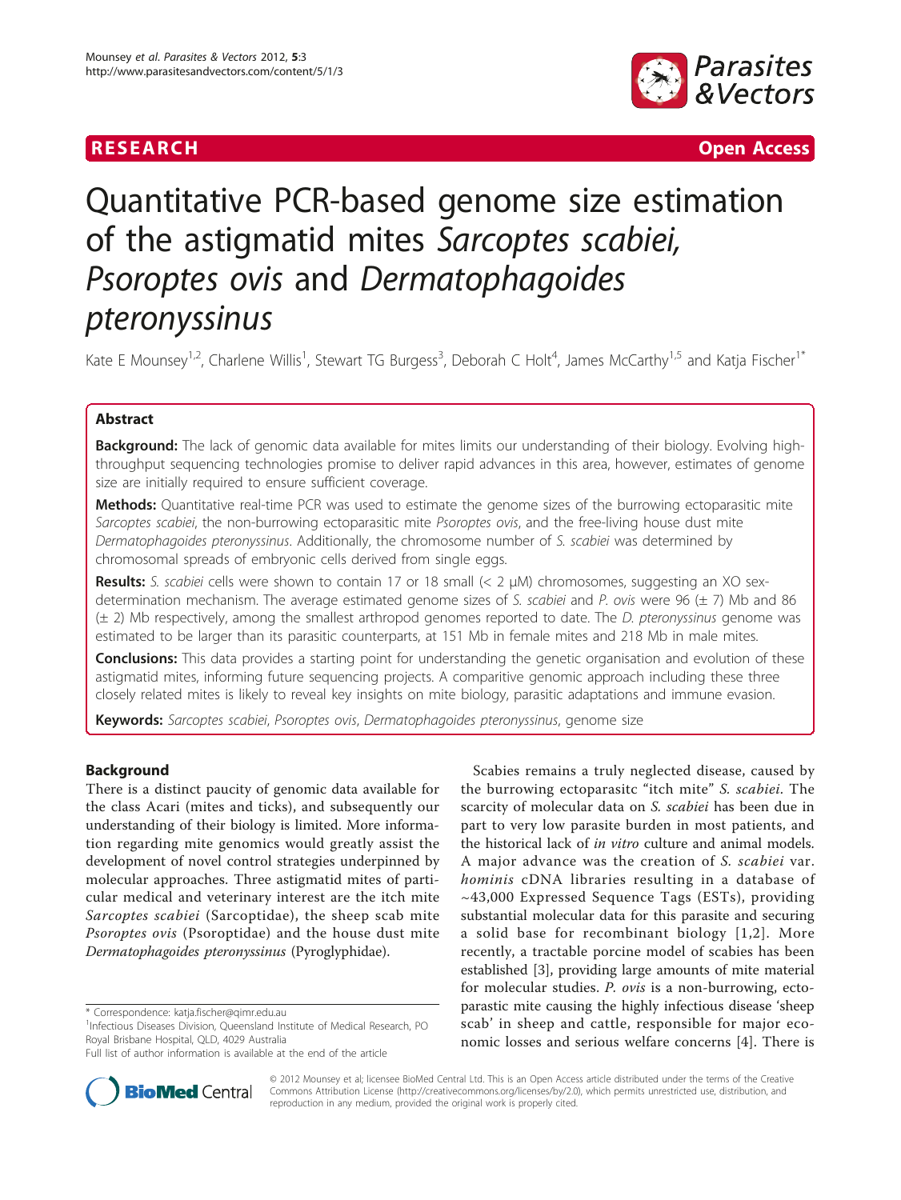RESEARCH Open Access

# Quantitative PCR-based genome size estimation of the astigmatid mites *Sarcoptes scabiei*, *Psoroptes ovis* and *Dermatophagoides pteronyssinus*

Kate E Mounsey[1,2], Charlene Willis[1], Stewart TG Burgess[3], Deborah C Holt[4], James McCarthy[1,5] and Katja Fischer[1*]

## Abstract

**Background:** The lack of genomic data available for mites limits our understanding of their biology. Evolving high-throughput sequencing technologies promise to deliver rapid advances in this area, however, estimates of genome size are initially required to ensure sufficient coverage.

**Methods:** Quantitative real-time PCR was used to estimate the genome sizes of the burrowing ectoparasitic mite *Sarcoptes scabiei*, the non-burrowing ectoparasitic mite *Psoroptes ovis*, and the free-living house dust mite *Dermatophagoides pteronyssinus*. Additionally, the chromosome number of *S. scabiei* was determined by chromosomal spreads of embryonic cells derived from single eggs.

**Results:** *S. scabiei* cells were shown to contain 17 or 18 small (< 2 μM) chromosomes, suggesting an XO sex-determination mechanism. The average estimated genome sizes of *S. scabiei* and *P. ovis* were 96 (± 7) Mb and 86 (± 2) Mb respectively, among the smallest arthropod genomes reported to date. The *D. pteronyssinus* genome was estimated to be larger than its parasitic counterparts, at 151 Mb in female mites and 218 Mb in male mites.

**Conclusions:** This data provides a starting point for understanding the genetic organisation and evolution of these astigmatid mites, informing future sequencing projects. A comparitive genomic approach including these three closely related mites is likely to reveal key insights on mite biology, parasitic adaptations and immune evasion.

**Keywords:** *Sarcoptes scabiei*, *Psoroptes ovis*, *Dermatophagoides pteronyssinus*, genome size

## Background

There is a distinct paucity of genomic data available for the class Acari (mites and ticks), and subsequently our understanding of their biology is limited. More information regarding mite genomics would greatly assist the development of novel control strategies underpinned by molecular approaches. Three astigmatid mites of particular medical and veterinary interest are the itch mite *Sarcoptes scabiei* (Sarcoptidae), the sheep scab mite *Psoroptes ovis* (Psoroptidae) and the house dust mite *Dermatophagoides pteronyssinus* (Pyroglyphidae).

Scabies remains a truly neglected disease, caused by the burrowing ectoparasitc "itch mite" *S. scabiei*. The scarcity of molecular data on *S. scabiei* has been due in part to very low parasite burden in most patients, and the historical lack of *in vitro* culture and animal models. A major advance was the creation of *S. scabiei* var. *hominis* cDNA libraries resulting in a database of ~43,000 Expressed Sequence Tags (ESTs), providing substantial molecular data for this parasite and securing a solid base for recombinant biology [1,2]. More recently, a tractable porcine model of scabies has been established [3], providing large amounts of mite material for molecular studies. *P. ovis* is a non-burrowing, ectoparastic mite causing the highly infectious disease 'sheep scab' in sheep and cattle, responsible for major economic losses and serious welfare concerns [4]. There is

\* Correspondence: katja.fischer@qimr.edu.au
[1]Infectious Diseases Division, Queensland Institute of Medical Research, PO Royal Brisbane Hospital, QLD, 4029 Australia
Full list of author information is available at the end of the article

© 2012 Mounsey et al; licensee BioMed Central Ltd. This is an Open Access article distributed under the terms of the Creative Commons Attribution License (http://creativecommons.org/licenses/by/2.0), which permits unrestricted use, distribution, and reproduction in any medium, provided the original work is properly cited.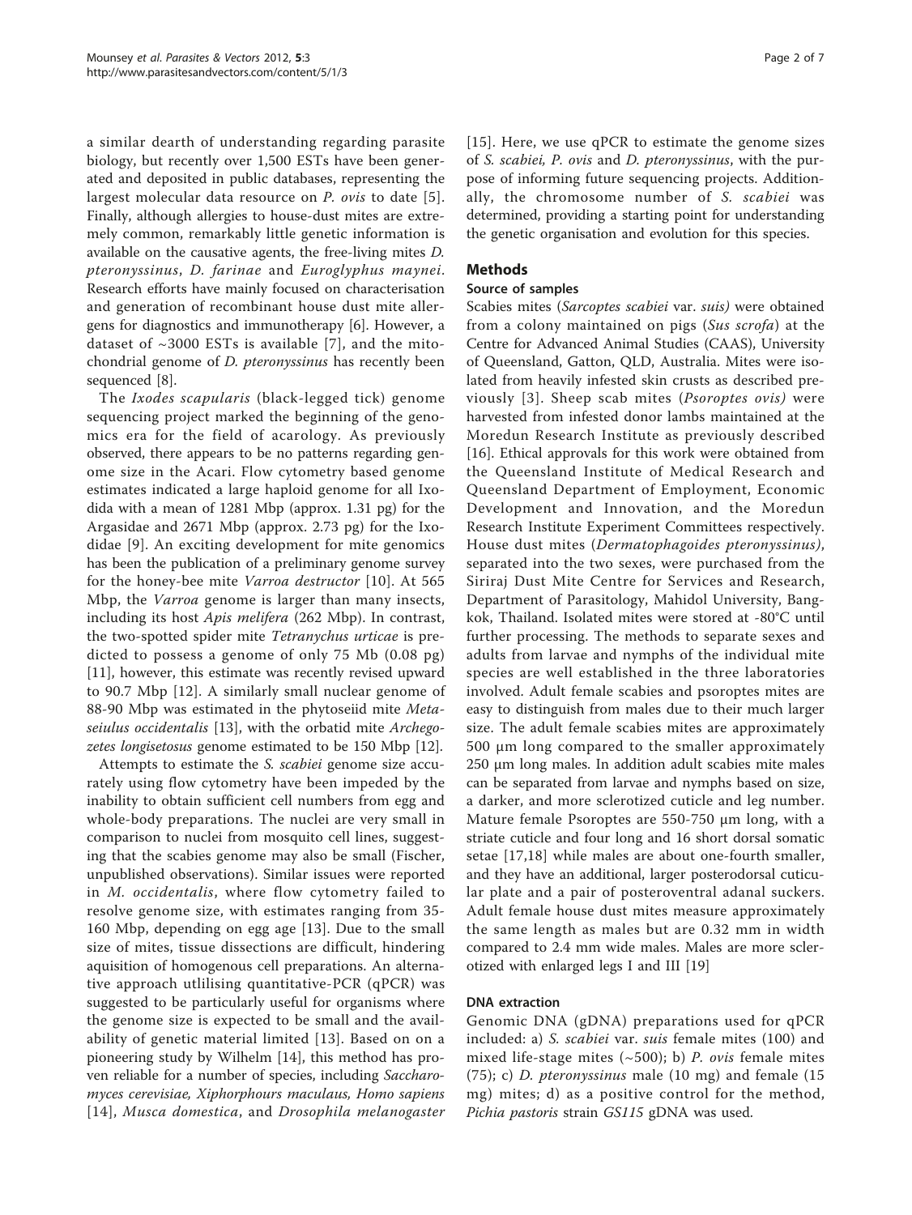a similar dearth of understanding regarding parasite biology, but recently over 1,500 ESTs have been generated and deposited in public databases, representing the largest molecular data resource on *P. ovis* to date [5]. Finally, although allergies to house-dust mites are extremely common, remarkably little genetic information is available on the causative agents, the free-living mites *D. pteronyssinus*, *D. farinae* and *Euroglyphus maynei*. Research efforts have mainly focused on characterisation and generation of recombinant house dust mite allergens for diagnostics and immunotherapy [6]. However, a dataset of ~3000 ESTs is available [7], and the mitochondrial genome of *D. pteronyssinus* has recently been sequenced [8].

The *Ixodes scapularis* (black-legged tick) genome sequencing project marked the beginning of the genomics era for the field of acarology. As previously observed, there appears to be no patterns regarding genome size in the Acari. Flow cytometry based genome estimates indicated a large haploid genome for all Ixodida with a mean of 1281 Mbp (approx. 1.31 pg) for the Argasidae and 2671 Mbp (approx. 2.73 pg) for the Ixodidae [9]. An exciting development for mite genomics has been the publication of a preliminary genome survey for the honey-bee mite *Varroa destructor* [10]. At 565 Mbp, the *Varroa* genome is larger than many insects, including its host *Apis melifera* (262 Mbp). In contrast, the two-spotted spider mite *Tetranychus urticae* is predicted to possess a genome of only 75 Mb (0.08 pg) [11], however, this estimate was recently revised upward to 90.7 Mbp [12]. A similarly small nuclear genome of 88-90 Mbp was estimated in the phytoseiid mite *Metaseiulus occidentalis* [13], with the orbatid mite *Archegozetes longisetosus* genome estimated to be 150 Mbp [12].

Attempts to estimate the *S. scabiei* genome size accurately using flow cytometry have been impeded by the inability to obtain sufficient cell numbers from egg and whole-body preparations. The nuclei are very small in comparison to nuclei from mosquito cell lines, suggesting that the scabies genome may also be small (Fischer, unpublished observations). Similar issues were reported in *M. occidentalis*, where flow cytometry failed to resolve genome size, with estimates ranging from 35-160 Mbp, depending on egg age [13]. Due to the small size of mites, tissue dissections are difficult, hindering aquisition of homogenous cell preparations. An alternative approach utlilising quantitative-PCR (qPCR) was suggested to be particularly useful for organisms where the genome size is expected to be small and the availability of genetic material limited [13]. Based on on a pioneering study by Wilhelm [14], this method has proven reliable for a number of species, including *Saccharomyces cerevisiae*, *Xiphorphours maculaus*, *Homo sapiens* [14], *Musca domestica*, and *Drosophila melanogaster* [15]. Here, we use qPCR to estimate the genome sizes of *S. scabiei*, *P. ovis* and *D. pteronyssinus*, with the purpose of informing future sequencing projects. Additionally, the chromosome number of *S. scabiei* was determined, providing a starting point for understanding the genetic organisation and evolution for this species.

## Methods

### Source of samples

Scabies mites (*Sarcoptes scabiei* var. *suis)* were obtained from a colony maintained on pigs (*Sus scrofa*) at the Centre for Advanced Animal Studies (CAAS), University of Queensland, Gatton, QLD, Australia. Mites were isolated from heavily infested skin crusts as described previously [3]. Sheep scab mites (*Psoroptes ovis)* were harvested from infested donor lambs maintained at the Moredun Research Institute as previously described [16]. Ethical approvals for this work were obtained from the Queensland Institute of Medical Research and Queensland Department of Employment, Economic Development and Innovation, and the Moredun Research Institute Experiment Committees respectively. House dust mites (*Dermatophagoides pteronyssinus)*, separated into the two sexes, were purchased from the Siriraj Dust Mite Centre for Services and Research, Department of Parasitology, Mahidol University, Bangkok, Thailand. Isolated mites were stored at -80°C until further processing. The methods to separate sexes and adults from larvae and nymphs of the individual mite species are well established in the three laboratories involved. Adult female scabies and psoroptes mites are easy to distinguish from males due to their much larger size. The adult female scabies mites are approximately 500 μm long compared to the smaller approximately 250 μm long males. In addition adult scabies mite males can be separated from larvae and nymphs based on size, a darker, and more sclerotized cuticle and leg number. Mature female Psoroptes are 550-750 μm long, with a striate cuticle and four long and 16 short dorsal somatic setae [17,18] while males are about one-fourth smaller, and they have an additional, larger posterodorsal cuticular plate and a pair of posteroventral adanal suckers. Adult female house dust mites measure approximately the same length as males but are 0.32 mm in width compared to 2.4 mm wide males. Males are more sclerotized with enlarged legs I and III [19]

### DNA extraction

Genomic DNA (gDNA) preparations used for qPCR included: a) *S. scabiei* var. *suis* female mites (100) and mixed life-stage mites (~500); b) *P. ovis* female mites (75); c) *D. pteronyssinus* male (10 mg) and female (15 mg) mites; d) as a positive control for the method, *Pichia pastoris* strain *GS115* gDNA was used.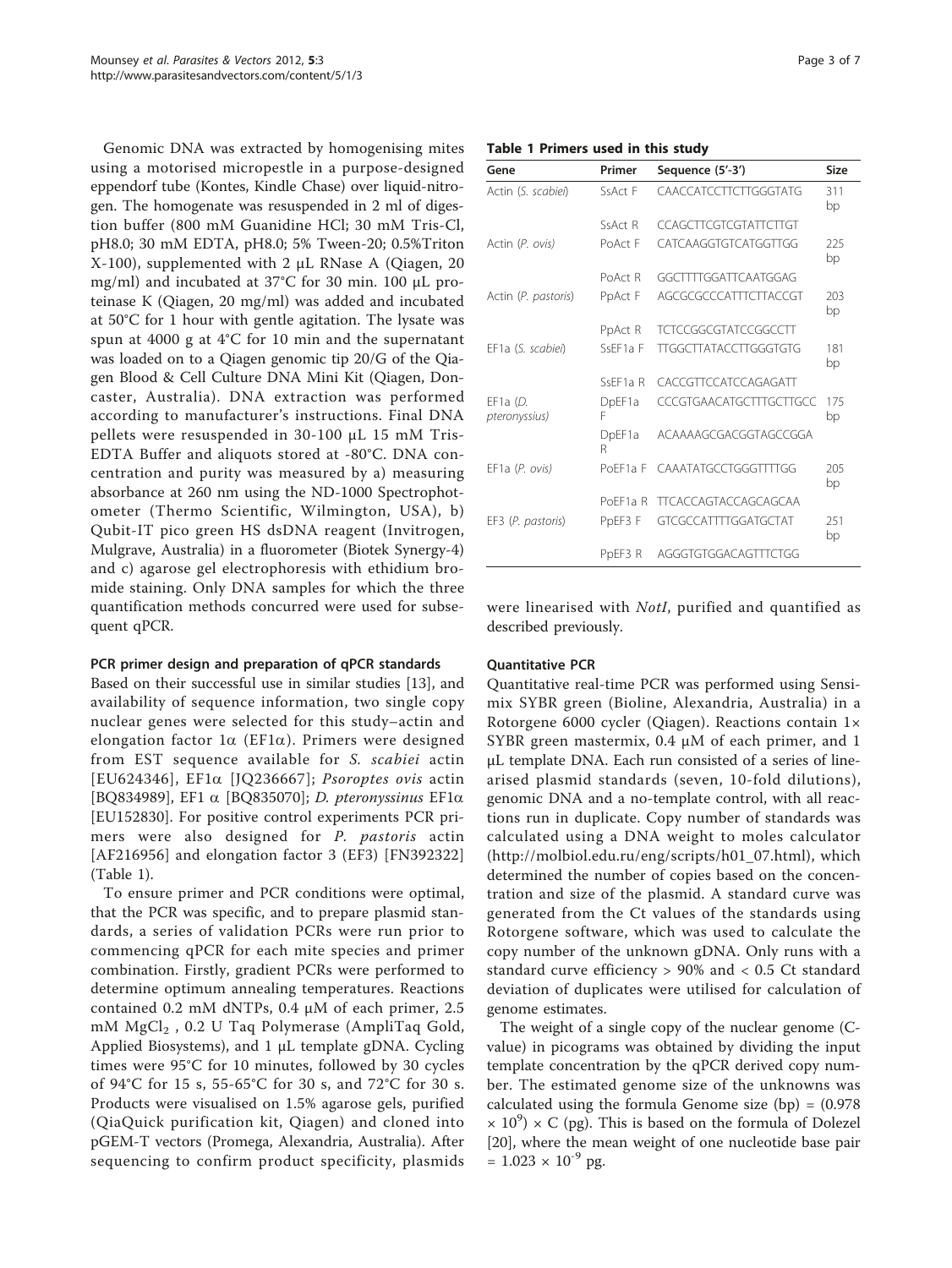Genomic DNA was extracted by homogenising mites using a motorised micropestle in a purpose-designed eppendorf tube (Kontes, Kindle Chase) over liquid-nitrogen. The homogenate was resuspended in 2 ml of digestion buffer (800 mM Guanidine HCl; 30 mM Tris-Cl, pH8.0; 30 mM EDTA, pH8.0; 5% Tween-20; 0.5%Triton X-100), supplemented with 2 μL RNase A (Qiagen, 20 mg/ml) and incubated at 37°C for 30 min. 100 μL proteinase K (Qiagen, 20 mg/ml) was added and incubated at 50°C for 1 hour with gentle agitation. The lysate was spun at 4000 g at 4°C for 10 min and the supernatant was loaded on to a Qiagen genomic tip 20/G of the Qiagen Blood & Cell Culture DNA Mini Kit (Qiagen, Doncaster, Australia). DNA extraction was performed according to manufacturer's instructions. Final DNA pellets were resuspended in 30-100 μL 15 mM Tris-EDTA Buffer and aliquots stored at -80°C. DNA concentration and purity was measured by a) measuring absorbance at 260 nm using the ND-1000 Spectrophotometer (Thermo Scientific, Wilmington, USA), b) Qubit-IT pico green HS dsDNA reagent (Invitrogen, Mulgrave, Australia) in a fluorometer (Biotek Synergy-4) and c) agarose gel electrophoresis with ethidium bromide staining. Only DNA samples for which the three quantification methods concurred were used for subsequent qPCR.

#### PCR primer design and preparation of qPCR standards

Based on their successful use in similar studies [13], and availability of sequence information, two single copy nuclear genes were selected for this study–actin and elongation factor 1α (EF1α). Primers were designed from EST sequence available for *S. scabiei* actin [EU624346], EF1α [JQ236667]; *Psoroptes ovis* actin [BQ834989], EF1 α [BQ835070]; *D. pteronyssinus* EF1α [EU152830]. For positive control experiments PCR primers were also designed for *P. pastoris* actin [AF216956] and elongation factor 3 (EF3) [FN392322] (Table 1).

To ensure primer and PCR conditions were optimal, that the PCR was specific, and to prepare plasmid standards, a series of validation PCRs were run prior to commencing qPCR for each mite species and primer combination. Firstly, gradient PCRs were performed to determine optimum annealing temperatures. Reactions contained 0.2 mM dNTPs, 0.4 μM of each primer, 2.5 mM $MgCl_2$ , 0.2 U Taq Polymerase (AmpliTaq Gold, Applied Biosystems), and 1 μL template gDNA. Cycling times were 95°C for 10 minutes, followed by 30 cycles of 94°C for 15 s, 55-65°C for 30 s, and 72°C for 30 s. Products were visualised on 1.5% agarose gels, purified (QiaQuick purification kit, Qiagen) and cloned into pGEM-T vectors (Promega, Alexandria, Australia). After sequencing to confirm product specificity, plasmids were linearised with *NotI*, purified and quantified as described previously.

**Table 1 Primers used in this study**

| Gene | Primer | Sequence (5'-3') | Size |
|---|---|---|---|
| Actin (*S. scabiei*) | SsAct F | CAACCATCCTTCTTGGGTATG | 311 bp |
| | SsAct R | CCAGCTTCGTCGTATTCTTGT | |
| Actin (*P. ovis*) | PoAct F | CATCAAGGTGTCATGGTTGG | 225 bp |
| | PoAct R | GGCTTTTGGATTCAATGGAG | |
| Actin (*P. pastoris*) | PpAct F | AGCGCGCCCATTTCTTACCGT | 203 bp |
| | PpAct R | TCTCCGGCGTATCCGGCCTT | |
| EF1a (*S. scabiei*) | SsEF1a F | TTGGCTTATACCTTGGGTGTG | 181 bp |
| | SsEF1a R | CACCGTTCCATCCAGAGATT | |
| EF1a (*D. pteronyssius*) | DpEF1a F | CCCGTGAACATGCTTTGCTTGCC | 175 bp |
| | DpEF1a R | ACAAAAGCGACGGTAGCCGGA | |
| EF1a (*P. ovis*) | PoEF1a F | CAAATATGCCTGGGTTTTGG | 205 bp |
| | PoEF1a R | TTCACCAGTACCAGCAGCAA | |
| EF3 (*P. pastoris*) | PpEF3 F | GTCGCCATTTTGGATGCTAT | 251 bp |
| | PpEF3 R | AGGGTGTGGACAGTTTCTGG | |

#### Quantitative PCR

Quantitative real-time PCR was performed using Sensimix SYBR green (Bioline, Alexandria, Australia) in a Rotorgene 6000 cycler (Qiagen). Reactions contain 1× SYBR green mastermix, 0.4 μM of each primer, and 1 μL template DNA. Each run consisted of a series of linearised plasmid standards (seven, 10-fold dilutions), genomic DNA and a no-template control, with all reactions run in duplicate. Copy number of standards was calculated using a DNA weight to moles calculator (http://molbiol.edu.ru/eng/scripts/h01_07.html), which determined the number of copies based on the concentration and size of the plasmid. A standard curve was generated from the Ct values of the standards using Rotorgene software, which was used to calculate the copy number of the unknown gDNA. Only runs with a standard curve efficiency > 90% and < 0.5 Ct standard deviation of duplicates were utilised for calculation of genome estimates.

The weight of a single copy of the nuclear genome (C-value) in picograms was obtained by dividing the input template concentration by the qPCR derived copy number. The estimated genome size of the unknowns was calculated using the formula Genome size (bp) = $(0.978 \times 10^9) \times C$ (pg). This is based on the formula of Dolezel [20], where the mean weight of one nucleotide base pair $= 1.023 \times 10^{-9}$ pg.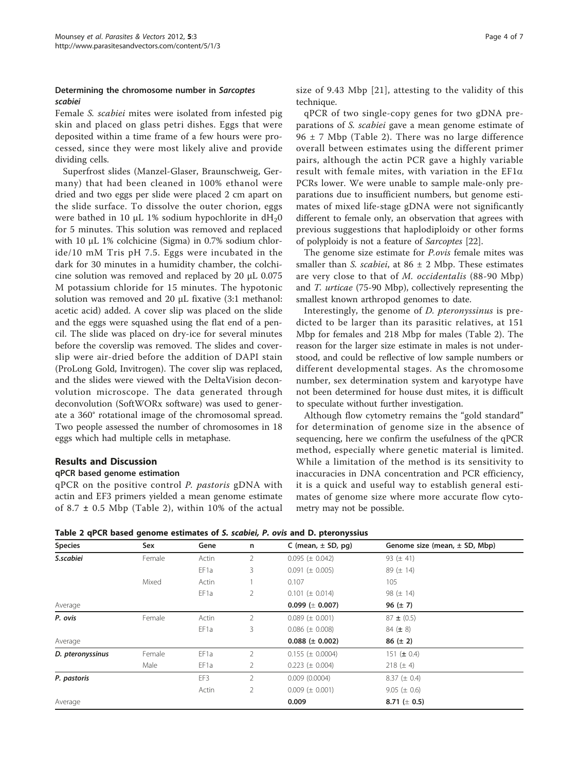### Determining the chromosome number in *Sarcoptes scabiei*

Female *S. scabiei* mites were isolated from infested pig skin and placed on glass petri dishes. Eggs that were deposited within a time frame of a few hours were processed, since they were most likely alive and provide dividing cells.

Superfrost slides (Manzel-Glaser, Braunschweig, Germany) that had been cleaned in 100% ethanol were dried and two eggs per slide were placed 2 cm apart on the slide surface. To dissolve the outer chorion, eggs were bathed in 10 µL 1% sodium hypochlorite in $dH_20$ for 5 minutes. This solution was removed and replaced with 10 µL 1% colchicine (Sigma) in 0.7% sodium chloride/10 mM Tris pH 7.5. Eggs were incubated in the dark for 30 minutes in a humidity chamber, the colchicine solution was removed and replaced by 20 µL 0.075 M potassium chloride for 15 minutes. The hypotonic solution was removed and 20 µL fixative (3:1 methanol: acetic acid) added. A cover slip was placed on the slide and the eggs were squashed using the flat end of a pencil. The slide was placed on dry-ice for several minutes before the coverslip was removed. The slides and coverslip were air-dried before the addition of DAPI stain (ProLong Gold, Invitrogen). The cover slip was replaced, and the slides were viewed with the DeltaVision deconvolution microscope. The data generated through deconvolution (SoftWORx software) was used to generate a 360° rotational image of the chromosomal spread. Two people assessed the number of chromosomes in 18 eggs which had multiple cells in metaphase.

## Results and Discussion

### qPCR based genome estimation

qPCR on the positive control *P. pastoris* gDNA with actin and EF3 primers yielded a mean genome estimate of 8.7 ± 0.5 Mbp (Table 2), within 10% of the actual size of 9.43 Mbp [21], attesting to the validity of this technique.

qPCR of two single-copy genes for two gDNA preparations of *S. scabiei* gave a mean genome estimate of 96 ± 7 Mbp (Table 2). There was no large difference overall between estimates using the different primer pairs, although the actin PCR gave a highly variable result with female mites, with variation in the EF1α PCRs lower. We were unable to sample male-only preparations due to insufficient numbers, but genome estimates of mixed life-stage gDNA were not significantly different to female only, an observation that agrees with previous suggestions that haplodiploidy or other forms of polyploidy is not a feature of *Sarcoptes* [22].

The genome size estimate for *P.ovis* female mites was smaller than *S. scabiei*, at 86 ± 2 Mbp. These estimates are very close to that of *M. occidentalis* (88-90 Mbp) and *T. urticae* (75-90 Mbp), collectively representing the smallest known arthropod genomes to date.

Interestingly, the genome of *D. pteronyssinus* is predicted to be larger than its parasitic relatives, at 151 Mbp for females and 218 Mbp for males (Table 2). The reason for the larger size estimate in males is not understood, and could be reflective of low sample numbers or different developmental stages. As the chromosome number, sex determination system and karyotype have not been determined for house dust mites, it is difficult to speculate without further investigation.

Although flow cytometry remains the "gold standard" for determination of genome size in the absence of sequencing, here we confirm the usefulness of the qPCR method, especially where genetic material is limited. While a limitation of the method is its sensitivity to inaccuracies in DNA concentration and PCR efficiency, it is a quick and useful way to establish general estimates of genome size where more accurate flow cytometry may not be possible.

**Table 2 qPCR based genome estimates of *S. scabiei, P. ovis* and *D. pteronyssius***

| Species | Sex | Gene | n | C (mean, ± SD, pg) | Genome size (mean, ± SD, Mbp) |
|---|---|---|---|---|---|
| ***S.scabiei*** | Female | Actin | 2 | 0.095 (± 0.042) | 93 (± 41) |
| | | EF1a | 3 | 0.091 (± 0.005) | 89 (± 14) |
| | Mixed | Actin | 1 | 0.107 | 105 |
| | | EF1a | 2 | 0.101 (± 0.014) | 98 (± 14) |
| Average | | | | **0.099 (± 0.007)** | **96 (± 7)** |
| ***P. ovis*** | Female | Actin | 2 | 0.089 (± 0.001) | 87 ± (0.5) |
| | | EF1a | 3 | 0.086 (± 0.008) | 84 (± 8) |
| Average | | | | **0.088 (± 0.002)** | **86 (± 2)** |
| ***D. pteronyssinus*** | Female | EF1a | 2 | 0.155 (± 0.0004) | 151 (± 0.4) |
| | Male | EF1a | 2 | 0.223 (± 0.004) | 218 (± 4) |
| ***P. pastoris*** | | EF3 | 2 | 0.009 (0.0004) | 8.37 (± 0.4) |
| | | Actin | 2 | 0.009 (± 0.001) | 9.05 (± 0.6) |
| Average | | | | **0.009** | **8.71 (± 0.5)** |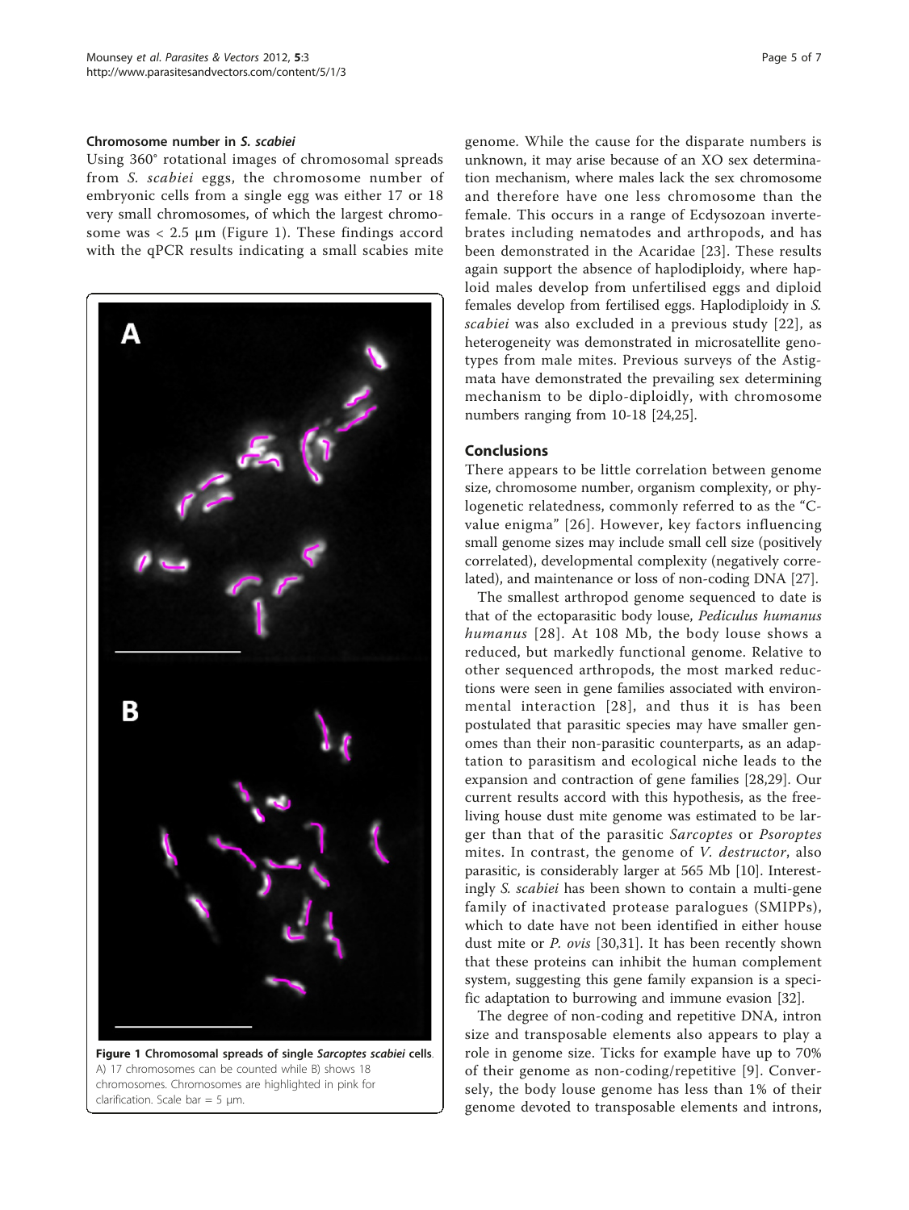### Chromosome number in *S. scabiei*

Using 360° rotational images of chromosomal spreads from *S. scabiei* eggs, the chromosome number of embryonic cells from a single egg was either 17 or 18 very small chromosomes, of which the largest chromosome was < 2.5 μm (Figure 1). These findings accord with the qPCR results indicating a small scabies mite genome. While the cause for the disparate numbers is unknown, it may arise because of an XO sex determination mechanism, where males lack the sex chromosome and therefore have one less chromosome than the female. This occurs in a range of Ecdysozoan invertebrates including nematodes and arthropods, and has been demonstrated in the Acaridae [23]. These results again support the absence of haplodiploidy, where haploid males develop from unfertilised eggs and diploid females develop from fertilised eggs. Haplodiploidy in *S. scabiei* was also excluded in a previous study [22], as heterogeneity was demonstrated in microsatellite genotypes from male mites. Previous surveys of the Astigmata have demonstrated the prevailing sex determining mechanism to be diplo-diploidly, with chromosome numbers ranging from 10-18 [24,25].

**Figure 1 Chromosomal spreads of single *Sarcoptes scabiei* cells**. A) 17 chromosomes can be counted while B) shows 18 chromosomes. Chromosomes are highlighted in pink for clarification. Scale bar = 5 μm.

## Conclusions

There appears to be little correlation between genome size, chromosome number, organism complexity, or phylogenetic relatedness, commonly referred to as the "C-value enigma" [26]. However, key factors influencing small genome sizes may include small cell size (positively correlated), developmental complexity (negatively correlated), and maintenance or loss of non-coding DNA [27].

The smallest arthropod genome sequenced to date is that of the ectoparasitic body louse, *Pediculus humanus humanus* [28]. At 108 Mb, the body louse shows a reduced, but markedly functional genome. Relative to other sequenced arthropods, the most marked reductions were seen in gene families associated with environmental interaction [28], and thus it is has been postulated that parasitic species may have smaller genomes than their non-parasitic counterparts, as an adaptation to parasitism and ecological niche leads to the expansion and contraction of gene families [28,29]. Our current results accord with this hypothesis, as the free-living house dust mite genome was estimated to be larger than that of the parasitic *Sarcoptes* or *Psoroptes* mites. In contrast, the genome of *V. destructor*, also parasitic, is considerably larger at 565 Mb [10]. Interestingly *S. scabiei* has been shown to contain a multi-gene family of inactivated protease paralogues (SMIPPs), which to date have not been identified in either house dust mite or *P. ovis* [30,31]. It has been recently shown that these proteins can inhibit the human complement system, suggesting this gene family expansion is a specific adaptation to burrowing and immune evasion [32].

The degree of non-coding and repetitive DNA, intron size and transposable elements also appears to play a role in genome size. Ticks for example have up to 70% of their genome as non-coding/repetitive [9]. Conversely, the body louse genome has less than 1% of their genome devoted to transposable elements and introns,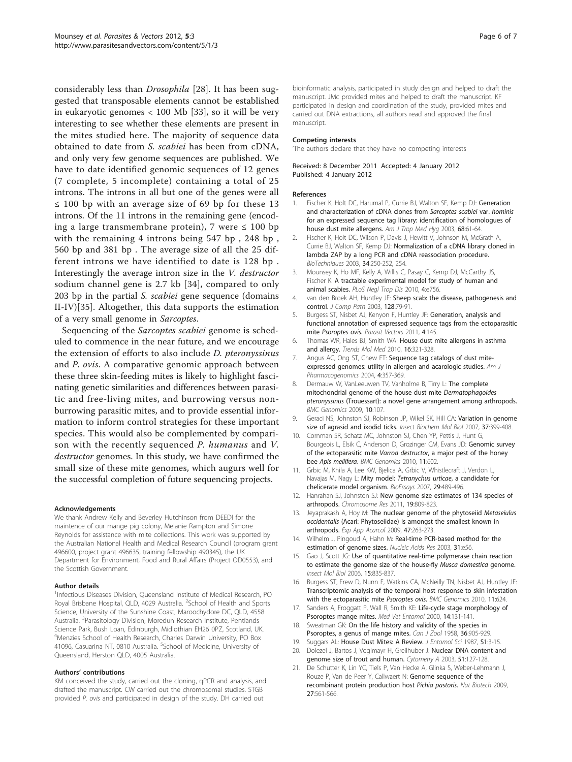considerably less than *Drosophila* [28]. It has been suggested that transposable elements cannot be established in eukaryotic genomes < 100 Mb [33], so it will be very interesting to see whether these elements are present in the mites studied here. The majority of sequence data obtained to date from *S. scabiei* has been from cDNA, and only very few genome sequences are published. We have to date identified genomic sequences of 12 genes (7 complete, 5 incomplete) containing a total of 25 introns. The introns in all but one of the genes were all ≤ 100 bp with an average size of 69 bp for these 13 introns. Of the 11 introns in the remaining gene (encoding a large transmembrane protein), 7 were ≤ 100 bp with the remaining 4 introns being 547 bp , 248 bp , 560 bp and 381 bp . The average size of all the 25 different introns we have identified to date is 128 bp . Interestingly the average intron size in the *V. destructor* sodium channel gene is 2.7 kb [34], compared to only 203 bp in the partial *S. scabiei* gene sequence (domains II-IV)[35]. Altogether, this data supports the estimation of a very small genome in *Sarcoptes*.

Sequencing of the *Sarcoptes scabiei* genome is scheduled to commence in the near future, and we encourage the extension of efforts to also include *D. pteronyssinus* and *P. ovis*. A comparative genomic approach between these three skin-feeding mites is likely to highlight fascinating genetic similarities and differences between parasitic and free-living mites, and burrowing versus non-burrowing parasitic mites, and to provide essential information to inform control strategies for these important species. This would also be complemented by comparison with the recently sequenced *P. humanus* and *V. destructor* genomes. In this study, we have confirmed the small size of these mite genomes, which augurs well for the successful completion of future sequencing projects.

#### Acknowledgements

We thank Andrew Kelly and Beverley Hutchinson from DEEDI for the maintence of our mange pig colony, Melanie Rampton and Simone Reynolds for assistance with mite collections. This work was supported by the Australian National Health and Medical Research Council (program grant 496600, project grant 496635, training fellowship 490345), the UK Department for Environment, Food and Rural Affairs (Project OD0553), and the Scottish Government.

#### Author details

[1]Infectious Diseases Division, Queensland Institute of Medical Research, PO Royal Brisbane Hospital, QLD, 4029 Australia. [2]School of Health and Sports Science, University of the Sunshine Coast, Maroochydore DC, QLD, 4558 Australia. [3]Parasitology Division, Moredun Research Institute, Pentlands Science Park, Bush Loan, Edinburgh, Midlothian EH26 0PZ, Scotland, UK. [4]Menzies School of Health Research, Charles Darwin University, PO Box 41096, Casuarina NT, 0810 Australia. [5]School of Medicine, University of Queensland, Herston QLD, 4005 Australia.

#### Authors' contributions

KM conceived the study, carried out the cloning, qPCR and analysis, and drafted the manuscript. CW carried out the chromosomal studies. STGB provided *P. ovis* and participated in design of the study. DH carried out bioinformatic analysis, participated in study design and helped to draft the manuscript. JMc provided mites and helped to draft the manuscript. KF participated in design and coordination of the study, provided mites and carried out DNA extractions, all authors read and approved the final manuscript.

#### Competing interests

'The authors declare that they have no competing interests

Received: 8 December 2011 Accepted: 4 January 2012
Published: 4 January 2012

#### References

1. Fischer K, Holt DC, Harumal P, Currie BJ, Walton SF, Kemp DJ: Generation and characterization of cDNA clones from *Sarcoptes scabiei* var. *hominis* for an expressed sequence tag library: identification of homologues of house dust mite allergens. *Am J Trop Med Hyg* 2003, **68**:61-64.
2. Fischer K, Holt DC, Wilson P, Davis J, Hewitt V, Johnson M, McGrath A, Currie BJ, Walton SF, Kemp DJ: Normalization of a cDNA library cloned in lambda ZAP by a long PCR and cDNA reassociation procedure. *BioTechniques* 2003, **34**:250-252, 254.
3. Mounsey K, Ho MF, Kelly A, Willis C, Pasay C, Kemp DJ, McCarthy JS, Fischer K: A tractable experimental model for study of human and animal scabies. *PLoS Negl Trop Dis* 2010, **4**:e756.
4. van den Broek AH, Huntley JF: Sheep scab: the disease, pathogenesis and control. *J Comp Path* 2003, **128**:79-91.
5. Burgess ST, Nisbet AJ, Kenyon F, Huntley JF: Generation, analysis and functional annotation of expressed sequence tags from the ectoparasitic mite *Psoroptes ovis*. *Parasit Vectors* 2011, **4**:145.
6. Thomas WR, Hales BJ, Smith WA: House dust mite allergens in asthma and allergy. *Trends Mol Med* 2010, **16**:321-328.
7. Angus AC, Ong ST, Chew FT: Sequence tag catalogs of dust mite-expressed genomes: utility in allergen and acarologic studies. *Am J Pharmacogenomics* 2004, **4**:357-369.
8. Dermauw W, VanLeeuwen TV, Vanholme B, Tirry L: The complete mitochondrial genome of the house dust mite *Dermatophagoides pteronyssinus* (Trouessart): a novel gene arrangement among arthropods. *BMC Genomics* 2009, **10**:107.
9. Geraci NS, Johnston SJ, Robinson JP, Wikel SK, Hill CA: Variation in genome size of agrasid and ixodid ticks. *Insect Biochem Mol Biol* 2007, **37**:399-408.
10. Cornman SR, Schatz MC, Johnston SJ, Chen YP, Pettis J, Hunt G, Bourgeois L, Elsik C, Anderson D, Grozinger CM, Evans JD: Genomic survey of the ectoparasitic mite *Varroa destructor*, a major pest of the honey bee *Apis mellifera*. *BMC Genomics* 2010, **11**:602.
11. Grbic M, Khila A, Lee KW, Bjelica A, Grbic V, Whistlecraft J, Verdon L, Navajas M, Nagy L: Mity model: *Tetranychus urticae*, a candidate for chelicerate model organism. *BioEssays* 2007, **29**:489-496.
12. Hanrahan SJ, Johnston SJ: New genome size estimates of 134 species of arthropods. *Chromosome Res* 2011, **19**:809-823.
13. Jeyaprakash A, Hoy M: The nuclear genome of the phytoseiid *Metaseiulus occidentalis* (Acari: Phytoseiidae) is amongst the smallest known in arthropods. *Exp App Acarcol* 2009, **47**:263-273.
14. Wilhelm J, Pingoud A, Hahn M: Real-time PCR-based method for the estimation of genome sizes. *Nucleic Acids Res* 2003, **31**:e56.
15. Gao J, Scott JG: Use of quantitative real-time polymerase chain reaction to estimate the genome size of the house-fly *Musca domestica* genome. *Insect Mol Biol* 2006, **15**:835-837.
16. Burgess ST, Frew D, Nunn F, Watkins CA, McNeilly TN, Nisbet AJ, Huntley JF: Transcriptomic analysis of the temporal host response to skin infestation with the ectoparasitic mite *Psoroptes ovis*. *BMC Genomics* 2010, **11**:624.
17. Sanders A, Froggatt P, Wall R, Smith KE: Life-cycle stage morphology of Psoroptes mange mites. *Med Vet Entomol* 2000, **14**:131-141.
18. Sweatman GK: On the life history and validity of the species in Psoroptes, a genus of mange mites. *Can J Zool* 1958, **36**:905-929.
19. Suggars AL: House Dust Mites: A Review. *J Entomol Sci* 1987, **S1**:3-15.
20. Dolezel J, Bartos J, Voglmayr H, Greilhuber J: Nuclear DNA content and genome size of trout and human. *Cytometry A* 2003, **51**:127-128.
21. De Schutter K, Lin YC, Tiels P, Van Hecke A, Glinka S, Weber-Lehmann J, Rouze P, Van de Peer Y, Callwaert N: Genome sequence of the recombinant protein production host *Pichia pastoris*. *Nat Biotech* 2009, **27**:561-566.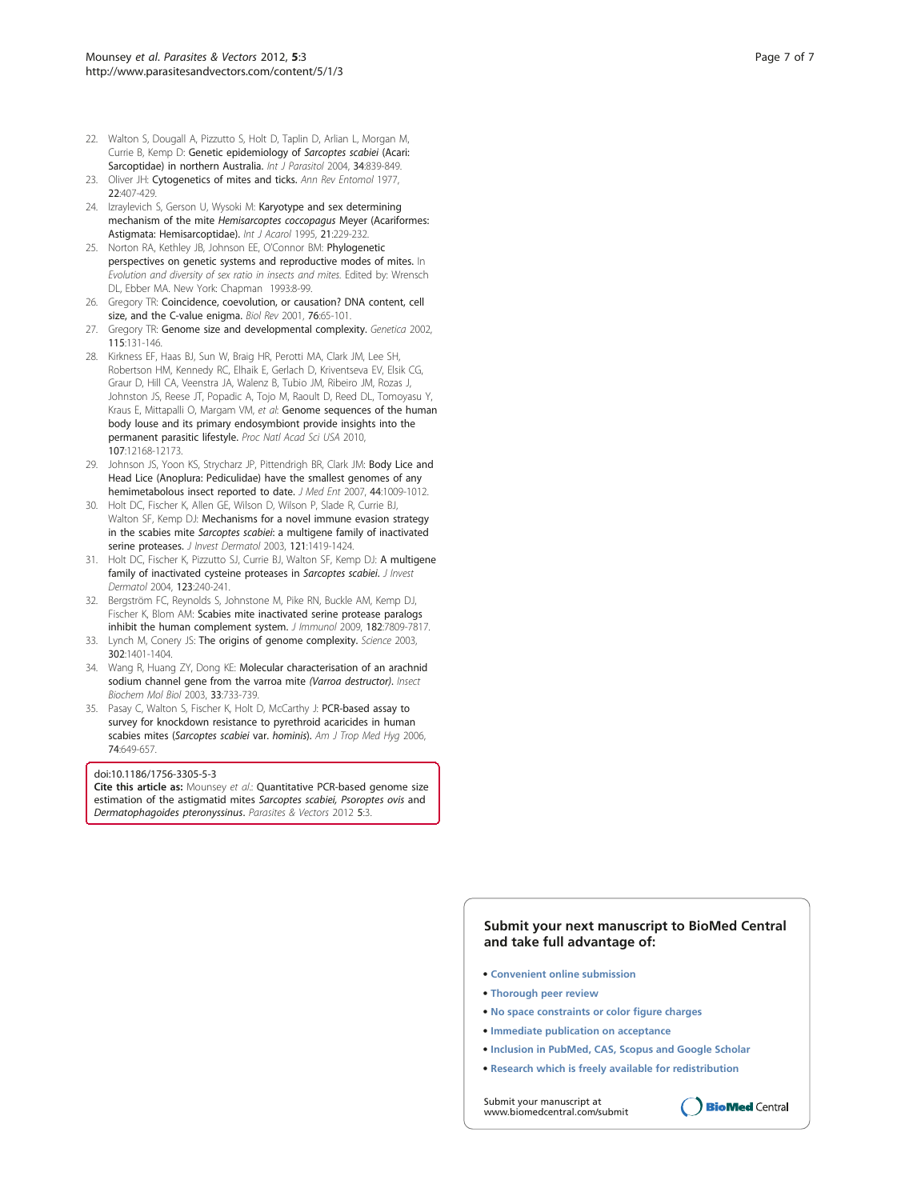22. Walton S, Dougall A, Pizzutto S, Holt D, Taplin D, Arlian L, Morgan M, Currie B, Kemp D: **Genetic epidemiology of *Sarcoptes scabiei* (Acari: Sarcoptidae) in northern Australia.** *Int J Parasitol* 2004, **34**:839-849.
23. Oliver JH: **Cytogenetics of mites and ticks.** *Ann Rev Entomol* 1977, **22**:407-429.
24. Izraylevich S, Gerson U, Wysoki M: **Karyotype and sex determining mechanism of the mite *Hemisarcoptes coccopagus* Meyer (Acariformes: Astigmata: Hemisarcoptidae).** *Int J Acarol* 1995, **21**:229-232.
25. Norton RA, Kethley JB, Johnson EE, O'Connor BM: **Phylogenetic perspectives on genetic systems and reproductive modes of mites.** In *Evolution and diversity of sex ratio in insects and mites.* Edited by: Wrensch DL, Ebber MA. New York: Chapman 1993:8-99.
26. Gregory TR: **Coincidence, coevolution, or causation? DNA content, cell size, and the C-value enigma.** *Biol Rev* 2001, **76**:65-101.
27. Gregory TR: **Genome size and developmental complexity.** *Genetica* 2002, **115**:131-146.
28. Kirkness EF, Haas BJ, Sun W, Braig HR, Perotti MA, Clark JM, Lee SH, Robertson HM, Kennedy RC, Elhaik E, Gerlach D, Kriventseva EV, Elsik CG, Graur D, Hill CA, Veenstra JA, Walenz B, Tubio JM, Ribeiro JM, Rozas J, Johnston JS, Reese JT, Popadic A, Tojo M, Raoult D, Reed DL, Tomoyasu Y, Kraus E, Mittapalli O, Margam VM, *et al*: **Genome sequences of the human body louse and its primary endosymbiont provide insights into the permanent parasitic lifestyle.** *Proc Natl Acad Sci USA* 2010, **107**:12168-12173.
29. Johnson JS, Yoon KS, Strycharz JP, Pittendrigh BR, Clark JM: **Body Lice and Head Lice (Anoplura: Pediculidae) have the smallest genomes of any hemimetabolous insect reported to date.** *J Med Ent* 2007, **44**:1009-1012.
30. Holt DC, Fischer K, Allen GE, Wilson D, Wilson P, Slade R, Currie BJ, Walton SF, Kemp DJ: **Mechanisms for a novel immune evasion strategy in the scabies mite *Sarcoptes scabiei*: a multigene family of inactivated serine proteases.** *J Invest Dermatol* 2003, **121**:1419-1424.
31. Holt DC, Fischer K, Pizzutto SJ, Currie BJ, Walton SF, Kemp DJ: **A multigene family of inactivated cysteine proteases in *Sarcoptes scabiei*.** *J Invest Dermatol* 2004, **123**:240-241.
32. Bergström FC, Reynolds S, Johnstone M, Pike RN, Buckle AM, Kemp DJ, Fischer K, Blom AM: **Scabies mite inactivated serine protease paralogs inhibit the human complement system.** *J Immunol* 2009, **182**:7809-7817.
33. Lynch M, Conery JS: **The origins of genome complexity.** *Science* 2003, **302**:1401-1404.
34. Wang R, Huang ZY, Dong KE: **Molecular characterisation of an arachnid sodium channel gene from the varroa mite *(Varroa destructor)*.** *Insect Biochem Mol Biol* 2003, **33**:733-739.
35. Pasay C, Walton S, Fischer K, Holt D, McCarthy J: **PCR-based assay to survey for knockdown resistance to pyrethroid acaricides in human scabies mites (*Sarcoptes scabiei* var. *hominis*).** *Am J Trop Med Hyg* 2006, **74**:649-657.

doi:10.1186/1756-3305-5-3

**Cite this article as:** Mounsey *et al.*: Quantitative PCR-based genome size estimation of the astigmatid mites *Sarcoptes scabiei, Psoroptes ovis* and *Dermatophagoides pteronyssinus*. *Parasites & Vectors* 2012 **5**:3.

**Submit your next manuscript to BioMed Central and take full advantage of:**

- Convenient online submission
- Thorough peer review
- No space constraints or color figure charges
- Immediate publication on acceptance
- Inclusion in PubMed, CAS, Scopus and Google Scholar
- Research which is freely available for redistribution

Submit your manuscript at www.biomedcentral.com/submit

BioMed Central